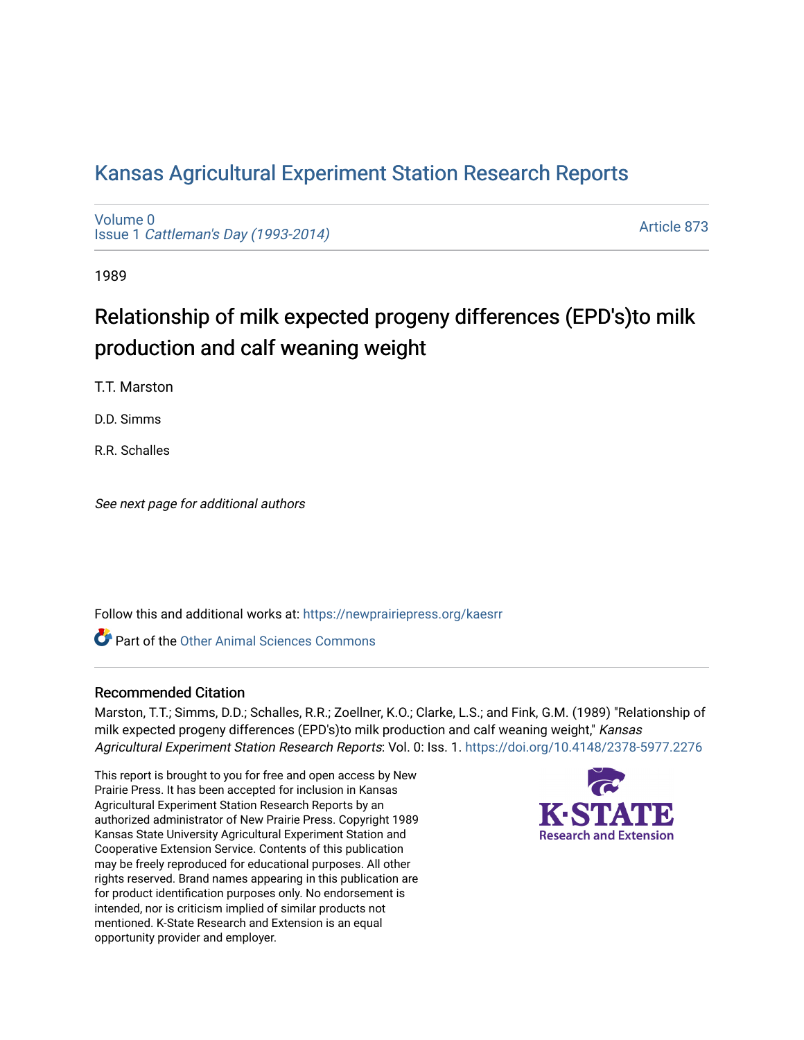# Kansas Agricultural Experiment Station Research Reports

Volume 0
Issue 1 *Cattleman's Day (1993-2014)*

Article 873

1989

## Relationship of milk expected progeny differences (EPD's)to milk production and calf weaning weight

T.T. Marston

D.D. Simms

R.R. Schalles

*See next page for additional authors*

Follow this and additional works at: https://newprairiepress.org/kaesrr

Part of the Other Animal Sciences Commons

### Recommended Citation

Marston, T.T.; Simms, D.D.; Schalles, R.R.; Zoellner, K.O.; Clarke, L.S.; and Fink, G.M. (1989) "Relationship of milk expected progeny differences (EPD's)to milk production and calf weaning weight," *Kansas Agricultural Experiment Station Research Reports*: Vol. 0: Iss. 1. https://doi.org/10.4148/2378-5977.2276

This report is brought to you for free and open access by New Prairie Press. It has been accepted for inclusion in Kansas Agricultural Experiment Station Research Reports by an authorized administrator of New Prairie Press. Copyright 1989 Kansas State University Agricultural Experiment Station and Cooperative Extension Service. Contents of this publication may be freely reproduced for educational purposes. All other rights reserved. Brand names appearing in this publication are for product identification purposes only. No endorsement is intended, nor is criticism implied of similar products not mentioned. K-State Research and Extension is an equal opportunity provider and employer.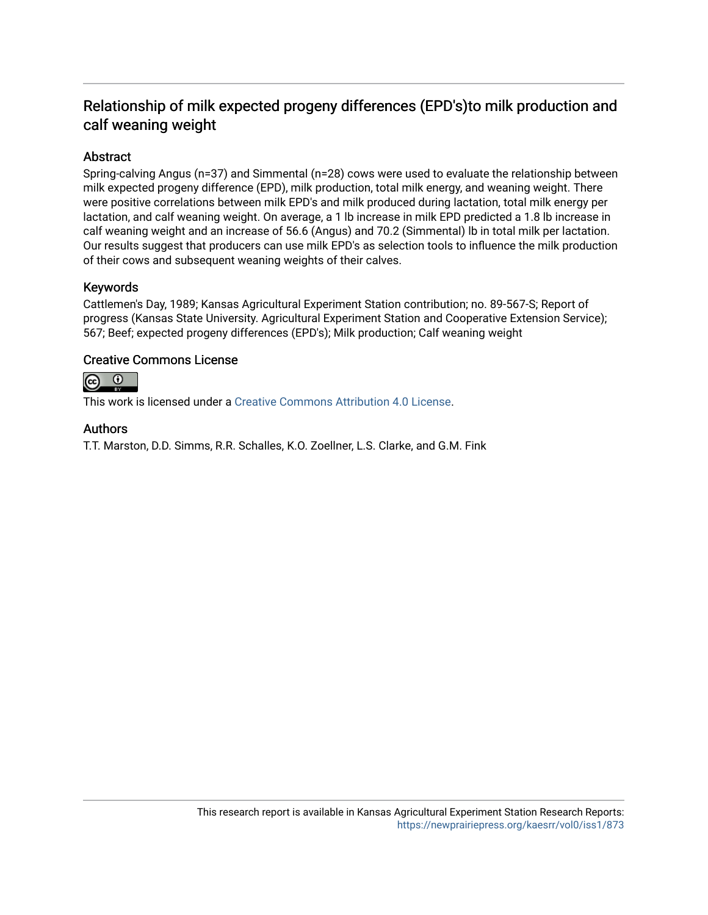# Relationship of milk expected progeny differences (EPD's)to milk production and calf weaning weight

## Abstract

Spring-calving Angus (n=37) and Simmental (n=28) cows were used to evaluate the relationship between milk expected progeny difference (EPD), milk production, total milk energy, and weaning weight. There were positive correlations between milk EPD's and milk produced during lactation, total milk energy per lactation, and calf weaning weight. On average, a 1 lb increase in milk EPD predicted a 1.8 lb increase in calf weaning weight and an increase of 56.6 (Angus) and 70.2 (Simmental) lb in total milk per lactation. Our results suggest that producers can use milk EPD's as selection tools to influence the milk production of their cows and subsequent weaning weights of their calves.

## Keywords

Cattlemen's Day, 1989; Kansas Agricultural Experiment Station contribution; no. 89-567-S; Report of progress (Kansas State University. Agricultural Experiment Station and Cooperative Extension Service); 567; Beef; expected progeny differences (EPD's); Milk production; Calf weaning weight

## Creative Commons License

This work is licensed under a Creative Commons Attribution 4.0 License.

## Authors

T.T. Marston, D.D. Simms, R.R. Schalles, K.O. Zoellner, L.S. Clarke, and G.M. Fink

This research report is available in Kansas Agricultural Experiment Station Research Reports: https://newprairiepress.org/kaesrr/vol0/iss1/873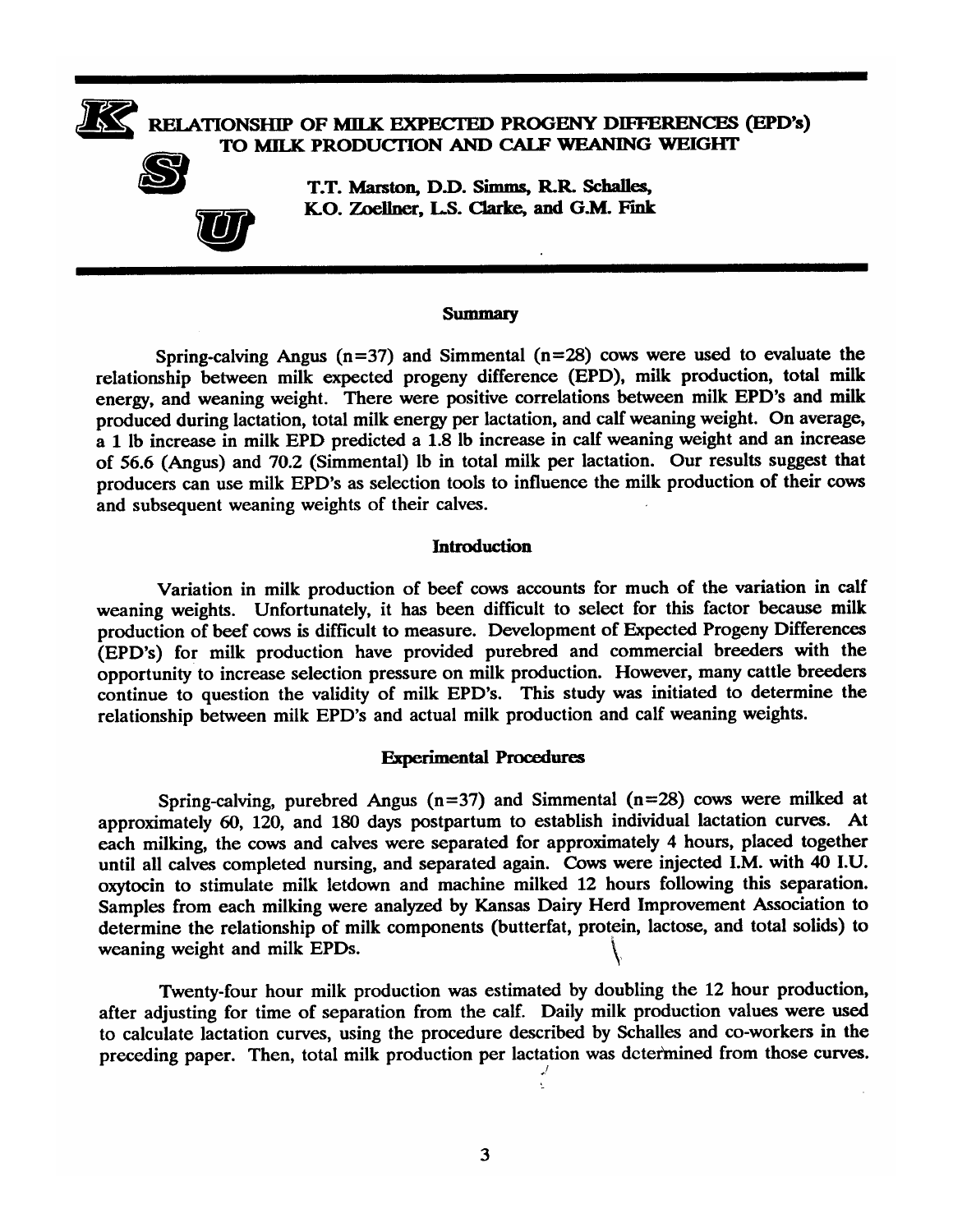# RELATIONSHIP OF MILK EXPECTED PROGENY DIFFERENCES (EPD's) TO MILK PRODUCTION AND CALF WEANING WEIGHT

**T.T. Marston, D.D. Simms, R.R. Schalles, K.O. Zoellner, L.S. Clarke, and G.M. Fink**

## Summary

Spring-calving Angus (n=37) and Simmental (n=28) cows were used to evaluate the relationship between milk expected progeny difference (EPD), milk production, total milk energy, and weaning weight. There were positive correlations between milk EPD's and milk produced during lactation, total milk energy per lactation, and calf weaning weight. On average, a 1 lb increase in milk EPD predicted a 1.8 lb increase in calf weaning weight and an increase of 56.6 (Angus) and 70.2 (Simmental) lb in total milk per lactation. Our results suggest that producers can use milk EPD's as selection tools to influence the milk production of their cows and subsequent weaning weights of their calves.

## Introduction

Variation in milk production of beef cows accounts for much of the variation in calf weaning weights. Unfortunately, it has been difficult to select for this factor because milk production of beef cows is difficult to measure. Development of Expected Progeny Differences (EPD's) for milk production have provided purebred and commercial breeders with the opportunity to increase selection pressure on milk production. However, many cattle breeders continue to question the validity of milk EPD's. This study was initiated to determine the relationship between milk EPD's and actual milk production and calf weaning weights.

## Experimental Procedures

Spring-calving, purebred Angus (n=37) and Simmental (n=28) cows were milked at approximately 60, 120, and 180 days postpartum to establish individual lactation curves. At each milking, the cows and calves were separated for approximately 4 hours, placed together until all calves completed nursing, and separated again. Cows were injected I.M. with 40 I.U. oxytocin to stimulate milk letdown and machine milked 12 hours following this separation. Samples from each milking were analyzed by Kansas Dairy Herd Improvement Association to determine the relationship of milk components (butterfat, protein, lactose, and total solids) to weaning weight and milk EPDs.

Twenty-four hour milk production was estimated by doubling the 12 hour production, after adjusting for time of separation from the calf. Daily milk production values were used to calculate lactation curves, using the procedure described by Schalles and co-workers in the preceding paper. Then, total milk production per lactation was determined from those curves.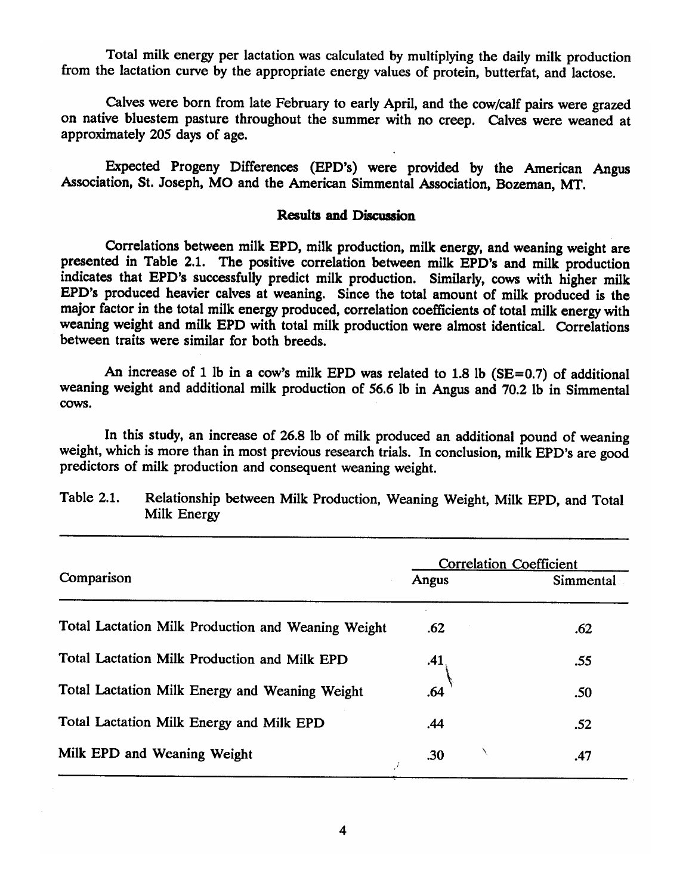Total milk energy per lactation was calculated by multiplying the daily milk production from the lactation curve by the appropriate energy values of protein, butterfat, and lactose.

Calves were born from late February to early April, and the cow/calf pairs were grazed on native bluestem pasture throughout the summer with no creep. Calves were weaned at approximately 205 days of age.

Expected Progeny Differences (EPD's) were provided by the American Angus Association, St. Joseph, MO and the American Simmental Association, Bozeman, MT.

## Results and Discussion

Correlations between milk EPD, milk production, milk energy, and weaning weight are presented in Table 2.1. The positive correlation between milk EPD's and milk production indicates that EPD's successfully predict milk production. Similarly, cows with higher milk EPD's produced heavier calves at weaning. Since the total amount of milk produced is the major factor in the total milk energy produced, correlation coefficients of total milk energy with weaning weight and milk EPD with total milk production were almost identical. Correlations between traits were similar for both breeds.

An increase of 1 lb in a cow's milk EPD was related to 1.8 lb (SE=0.7) of additional weaning weight and additional milk production of 56.6 lb in Angus and 70.2 lb in Simmental cows.

In this study, an increase of 26.8 lb of milk produced an additional pound of weaning weight, which is more than in most previous research trials. In conclusion, milk EPD's are good predictors of milk production and consequent weaning weight.

Table 2.1. Relationship between Milk Production, Weaning Weight, Milk EPD, and Total Milk Energy

| Comparison | Correlation Coefficient | |
|---|---|---|
| | Angus | Simmental |
| Total Lactation Milk Production and Weaning Weight | .62 | .62 |
| Total Lactation Milk Production and Milk EPD | .41 | .55 |
| Total Lactation Milk Energy and Weaning Weight | .64 | .50 |
| Total Lactation Milk Energy and Milk EPD | .44 | .52 |
| Milk EPD and Weaning Weight | .30 | .47 |